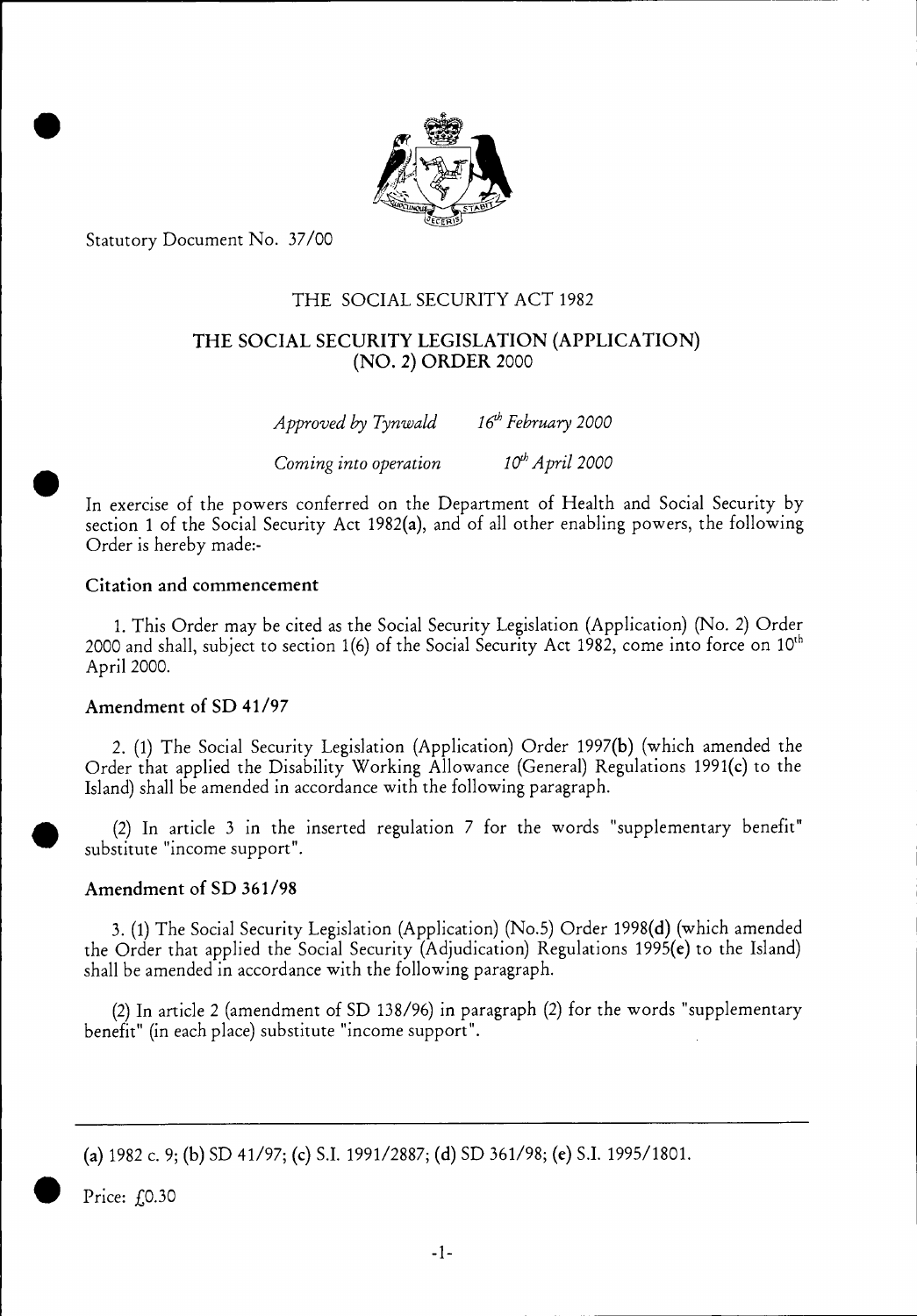Statutory Document No. 37/00

## THE SOCIAL SECURITY ACT 1982

# THE SOCIAL SECURITY LEGISLATION (APPLICATION) (NO. 2) ORDER 2000

*Approved by Tynwald* *16th February 2000*

*Coming into operation* *10th April 2000*

In exercise of the powers conferred on the Department of Health and Social Security by section 1 of the Social Security Act 1982(a), and of all other enabling powers, the following Order is hereby made:-

### Citation and commencement

1. This Order may be cited as the Social Security Legislation (Application) (No. 2) Order 2000 and shall, subject to section 1(6) of the Social Security Act 1982, come into force on 10th April 2000.

### Amendment of SD 41/97

2. (1) The Social Security Legislation (Application) Order 1997(b) (which amended the Order that applied the Disability Working Allowance (General) Regulations 1991(c) to the Island) shall be amended in accordance with the following paragraph.

(2) In article 3 in the inserted regulation 7 for the words "supplementary benefit" substitute "income support".

### Amendment of SD 361/98

3. (1) The Social Security Legislation (Application) (No.5) Order 1998(d) (which amended the Order that applied the Social Security (Adjudication) Regulations 1995(e) to the Island) shall be amended in accordance with the following paragraph.

(2) In article 2 (amendment of SD 138/96) in paragraph (2) for the words "supplementary benefit" (in each place) substitute "income support".

---

(a) 1982 c. 9; (b) SD 41/97; (c) S.I. 1991/2887; (d) SD 361/98; (e) S.I. 1995/1801.

Price: £0.30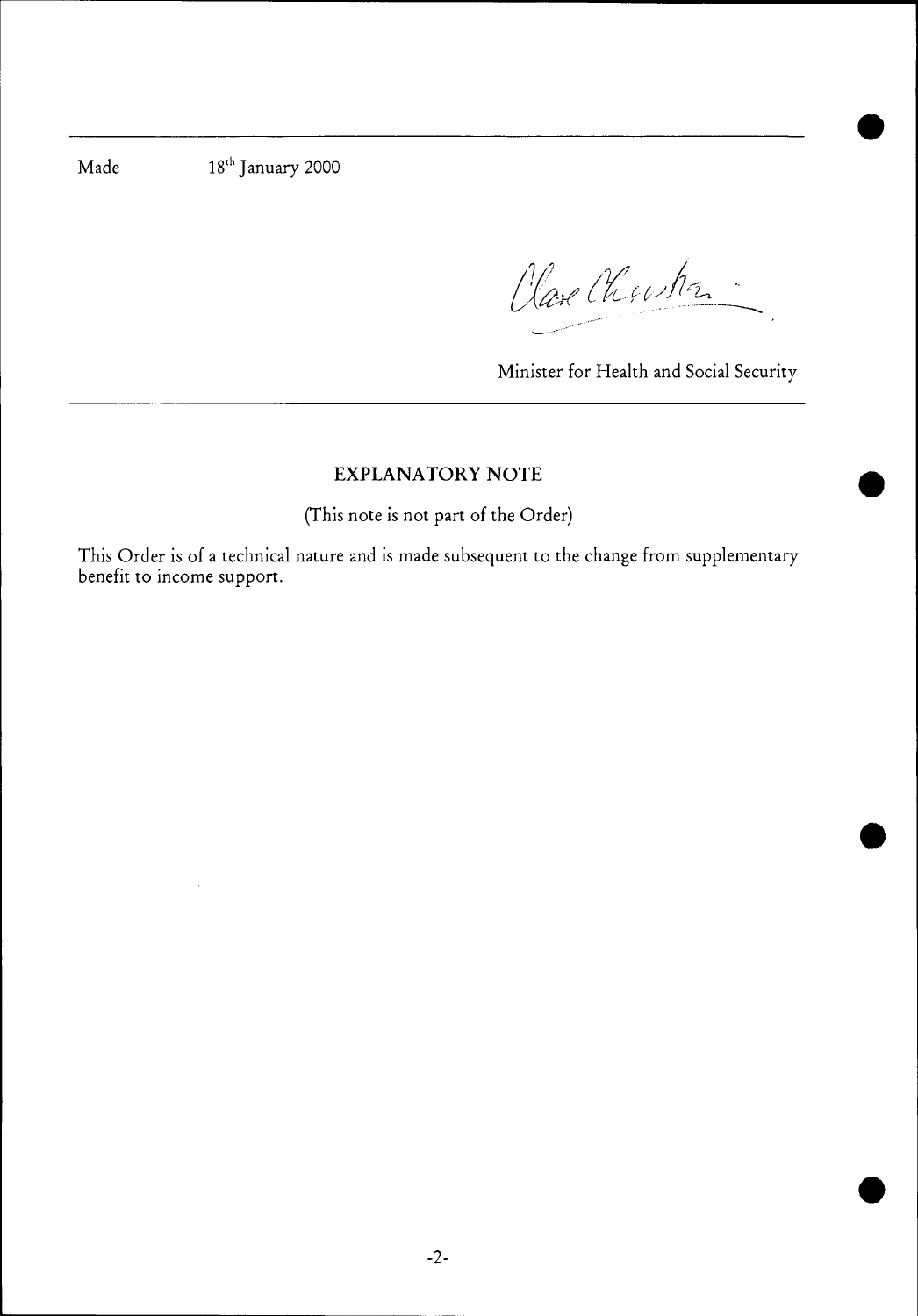Made 18th January 2000

Minister for Health and Social Security

## EXPLANATORY NOTE

(This note is not part of the Order)

This Order is of a technical nature and is made subsequent to the change from supplementary benefit to income support.